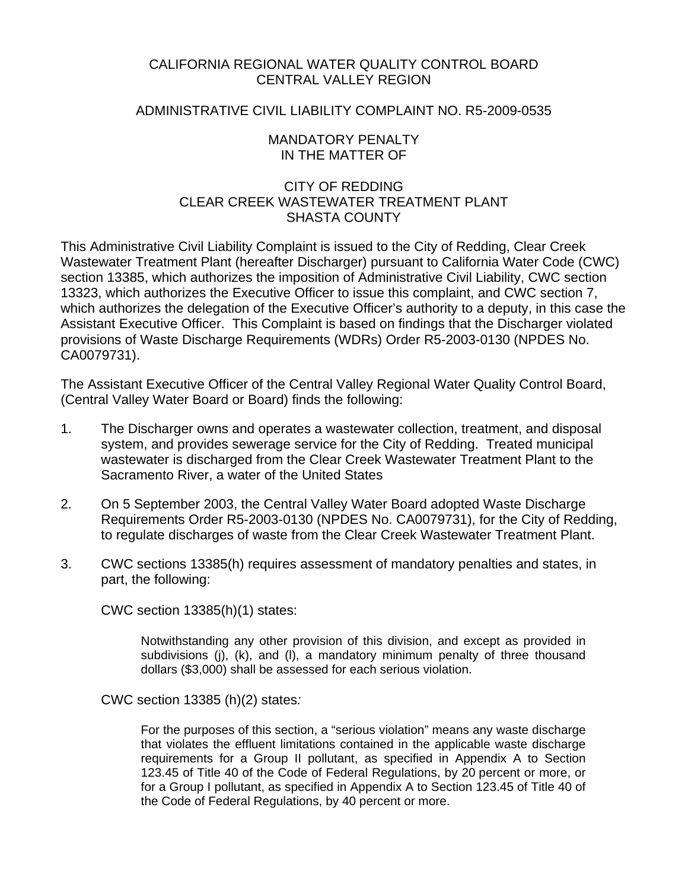# CALIFORNIA REGIONAL WATER QUALITY CONTROL BOARD
# CENTRAL VALLEY REGION

## ADMINISTRATIVE CIVIL LIABILITY COMPLAINT NO. R5-2009-0535

## MANDATORY PENALTY
## IN THE MATTER OF

## CITY OF REDDING
## CLEAR CREEK WASTEWATER TREATMENT PLANT
## SHASTA COUNTY

This Administrative Civil Liability Complaint is issued to the City of Redding, Clear Creek Wastewater Treatment Plant (hereafter Discharger) pursuant to California Water Code (CWC) section 13385, which authorizes the imposition of Administrative Civil Liability, CWC section 13323, which authorizes the Executive Officer to issue this complaint, and CWC section 7, which authorizes the delegation of the Executive Officer's authority to a deputy, in this case the Assistant Executive Officer. This Complaint is based on findings that the Discharger violated provisions of Waste Discharge Requirements (WDRs) Order R5-2003-0130 (NPDES No. CA0079731).

The Assistant Executive Officer of the Central Valley Regional Water Quality Control Board, (Central Valley Water Board or Board) finds the following:

1. The Discharger owns and operates a wastewater collection, treatment, and disposal system, and provides sewerage service for the City of Redding. Treated municipal wastewater is discharged from the Clear Creek Wastewater Treatment Plant to the Sacramento River, a water of the United States

2. On 5 September 2003, the Central Valley Water Board adopted Waste Discharge Requirements Order R5-2003-0130 (NPDES No. CA0079731), for the City of Redding, to regulate discharges of waste from the Clear Creek Wastewater Treatment Plant.

3. CWC sections 13385(h) requires assessment of mandatory penalties and states, in part, the following:

   CWC section 13385(h)(1) states:

   > Notwithstanding any other provision of this division, and except as provided in subdivisions (j), (k), and (l), a mandatory minimum penalty of three thousand dollars ($3,000) shall be assessed for each serious violation.

   CWC section 13385 (h)(2) states*:*

   > For the purposes of this section, a "serious violation" means any waste discharge that violates the effluent limitations contained in the applicable waste discharge requirements for a Group II pollutant, as specified in Appendix A to Section 123.45 of Title 40 of the Code of Federal Regulations, by 20 percent or more, or for a Group I pollutant, as specified in Appendix A to Section 123.45 of Title 40 of the Code of Federal Regulations, by 40 percent or more.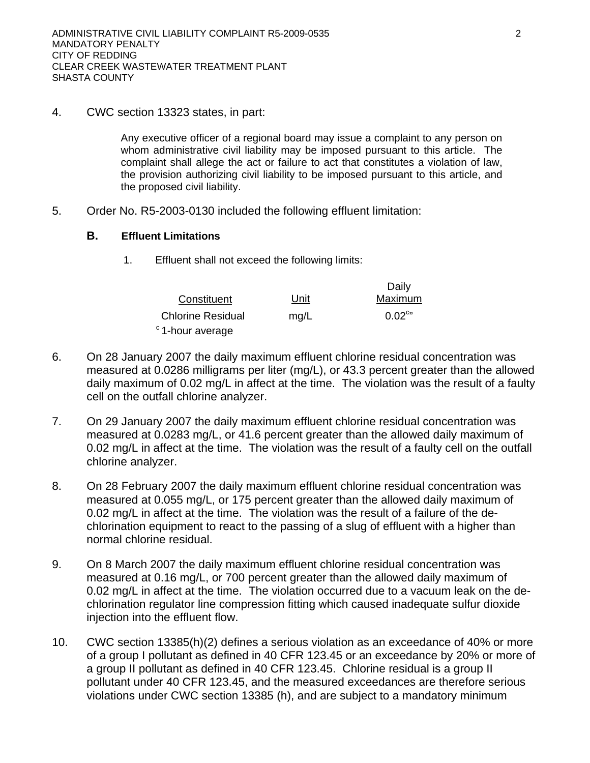4. CWC section 13323 states, in part:

   > Any executive officer of a regional board may issue a complaint to any person on whom administrative civil liability may be imposed pursuant to this article. The complaint shall allege the act or failure to act that constitutes a violation of law, the provision authorizing civil liability to be imposed pursuant to this article, and the proposed civil liability.

5. Order No. R5-2003-0130 included the following effluent limitation:

   **B. Effluent Limitations**

   1. Effluent shall not exceed the following limits:

| Constituent | Unit | Daily Maximum |
|---|---|---|
| Chlorine Residual | mg/L | 0.02[c]" |

[c] 1-hour average

6. On 28 January 2007 the daily maximum effluent chlorine residual concentration was measured at 0.0286 milligrams per liter (mg/L), or 43.3 percent greater than the allowed daily maximum of 0.02 mg/L in affect at the time. The violation was the result of a faulty cell on the outfall chlorine analyzer.

7. On 29 January 2007 the daily maximum effluent chlorine residual concentration was measured at 0.0283 mg/L, or 41.6 percent greater than the allowed daily maximum of 0.02 mg/L in affect at the time. The violation was the result of a faulty cell on the outfall chlorine analyzer.

8. On 28 February 2007 the daily maximum effluent chlorine residual concentration was measured at 0.055 mg/L, or 175 percent greater than the allowed daily maximum of 0.02 mg/L in affect at the time. The violation was the result of a failure of the de-chlorination equipment to react to the passing of a slug of effluent with a higher than normal chlorine residual.

9. On 8 March 2007 the daily maximum effluent chlorine residual concentration was measured at 0.16 mg/L, or 700 percent greater than the allowed daily maximum of 0.02 mg/L in affect at the time. The violation occurred due to a vacuum leak on the de-chlorination regulator line compression fitting which caused inadequate sulfur dioxide injection into the effluent flow.

10. CWC section 13385(h)(2) defines a serious violation as an exceedance of 40% or more of a group I pollutant as defined in 40 CFR 123.45 or an exceedance by 20% or more of a group II pollutant as defined in 40 CFR 123.45. Chlorine residual is a group II pollutant under 40 CFR 123.45, and the measured exceedances are therefore serious violations under CWC section 13385 (h), and are subject to a mandatory minimum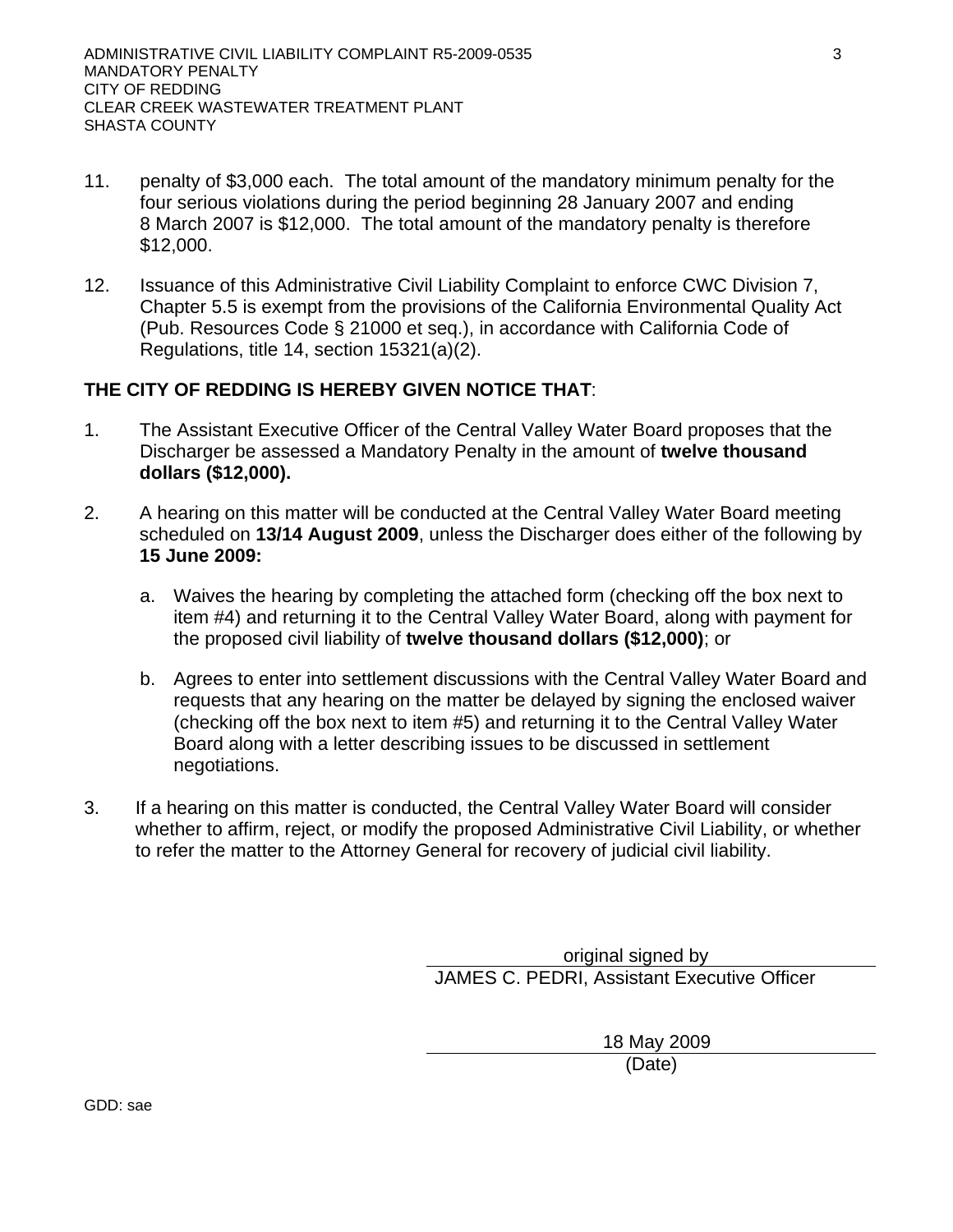11. penalty of $3,000 each. The total amount of the mandatory minimum penalty for the four serious violations during the period beginning 28 January 2007 and ending 8 March 2007 is $12,000. The total amount of the mandatory penalty is therefore $12,000.

12. Issuance of this Administrative Civil Liability Complaint to enforce CWC Division 7, Chapter 5.5 is exempt from the provisions of the California Environmental Quality Act (Pub. Resources Code § 21000 et seq.), in accordance with California Code of Regulations, title 14, section 15321(a)(2).

**THE CITY OF REDDING IS HEREBY GIVEN NOTICE THAT**:

1. The Assistant Executive Officer of the Central Valley Water Board proposes that the Discharger be assessed a Mandatory Penalty in the amount of **twelve thousand dollars ($12,000).**

2. A hearing on this matter will be conducted at the Central Valley Water Board meeting scheduled on **13/14 August 2009**, unless the Discharger does either of the following by **15 June 2009:**

   a. Waives the hearing by completing the attached form (checking off the box next to item #4) and returning it to the Central Valley Water Board, along with payment for the proposed civil liability of **twelve thousand dollars ($12,000)**; or

   b. Agrees to enter into settlement discussions with the Central Valley Water Board and requests that any hearing on the matter be delayed by signing the enclosed waiver (checking off the box next to item #5) and returning it to the Central Valley Water Board along with a letter describing issues to be discussed in settlement negotiations.

3. If a hearing on this matter is conducted, the Central Valley Water Board will consider whether to affirm, reject, or modify the proposed Administrative Civil Liability, or whether to refer the matter to the Attorney General for recovery of judicial civil liability.

original signed by
JAMES C. PEDRI, Assistant Executive Officer

18 May 2009
(Date)

GDD: sae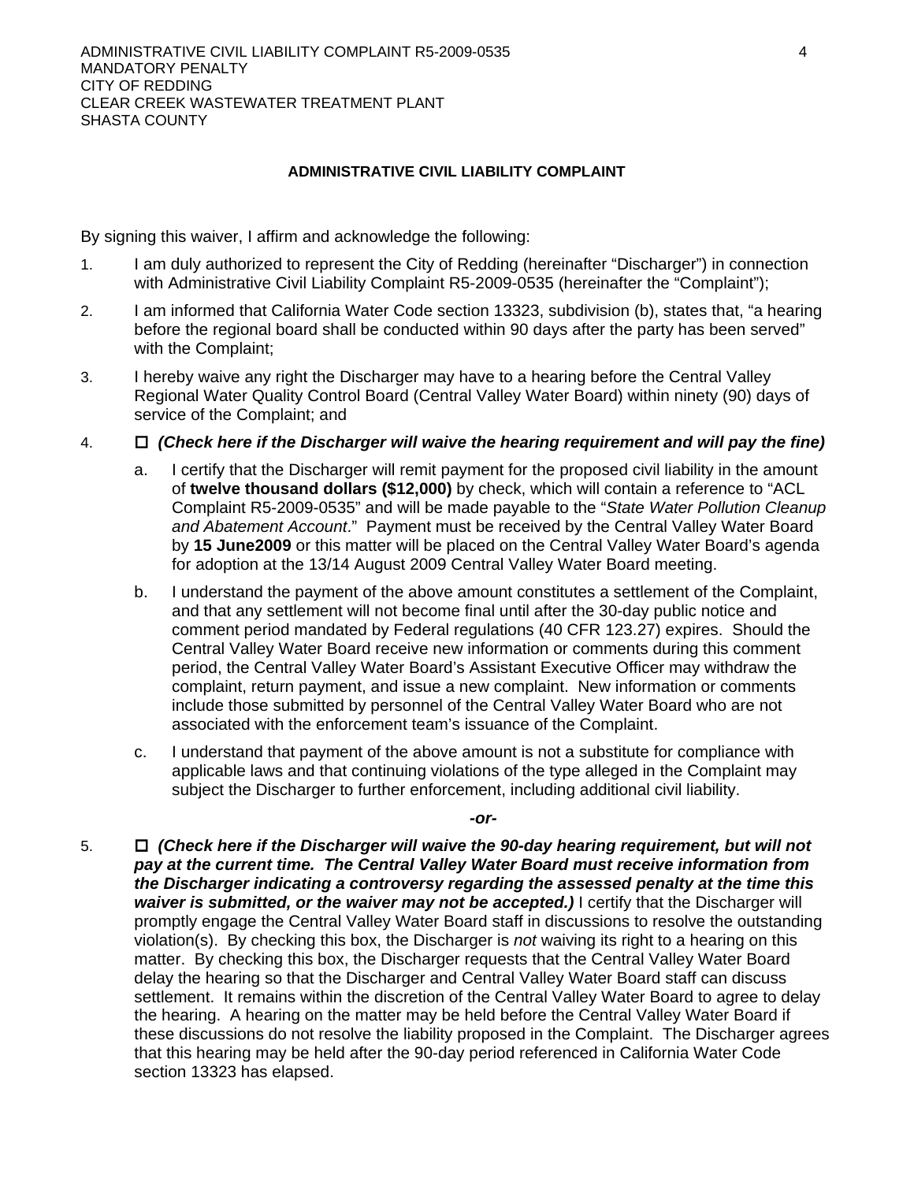**ADMINISTRATIVE CIVIL LIABILITY COMPLAINT**

By signing this waiver, I affirm and acknowledge the following:

1. I am duly authorized to represent the City of Redding (hereinafter "Discharger") in connection with Administrative Civil Liability Complaint R5-2009-0535 (hereinafter the "Complaint");

2. I am informed that California Water Code section 13323, subdivision (b), states that, "a hearing before the regional board shall be conducted within 90 days after the party has been served" with the Complaint;

3. I hereby waive any right the Discharger may have to a hearing before the Central Valley Regional Water Quality Control Board (Central Valley Water Board) within ninety (90) days of service of the Complaint; and

4. ☐ ***(Check here if the Discharger will waive the hearing requirement and will pay the fine)***

   a. I certify that the Discharger will remit payment for the proposed civil liability in the amount of **twelve thousand dollars ($12,000)** by check, which will contain a reference to "ACL Complaint R5-2009-0535" and will be made payable to the "*State Water Pollution Cleanup and Abatement Account*." Payment must be received by the Central Valley Water Board by **15 June2009** or this matter will be placed on the Central Valley Water Board's agenda for adoption at the 13/14 August 2009 Central Valley Water Board meeting.

   b. I understand the payment of the above amount constitutes a settlement of the Complaint, and that any settlement will not become final until after the 30-day public notice and comment period mandated by Federal regulations (40 CFR 123.27) expires. Should the Central Valley Water Board receive new information or comments during this comment period, the Central Valley Water Board's Assistant Executive Officer may withdraw the complaint, return payment, and issue a new complaint. New information or comments include those submitted by personnel of the Central Valley Water Board who are not associated with the enforcement team's issuance of the Complaint.

   c. I understand that payment of the above amount is not a substitute for compliance with applicable laws and that continuing violations of the type alleged in the Complaint may subject the Discharger to further enforcement, including additional civil liability.

***-or-***

5. ☐ ***(Check here if the Discharger will waive the 90-day hearing requirement, but will not pay at the current time. The Central Valley Water Board must receive information from the Discharger indicating a controversy regarding the assessed penalty at the time this waiver is submitted, or the waiver may not be accepted.)*** I certify that the Discharger will promptly engage the Central Valley Water Board staff in discussions to resolve the outstanding violation(s). By checking this box, the Discharger is *not* waiving its right to a hearing on this matter. By checking this box, the Discharger requests that the Central Valley Water Board delay the hearing so that the Discharger and Central Valley Water Board staff can discuss settlement. It remains within the discretion of the Central Valley Water Board to agree to delay the hearing. A hearing on the matter may be held before the Central Valley Water Board if these discussions do not resolve the liability proposed in the Complaint. The Discharger agrees that this hearing may be held after the 90-day period referenced in California Water Code section 13323 has elapsed.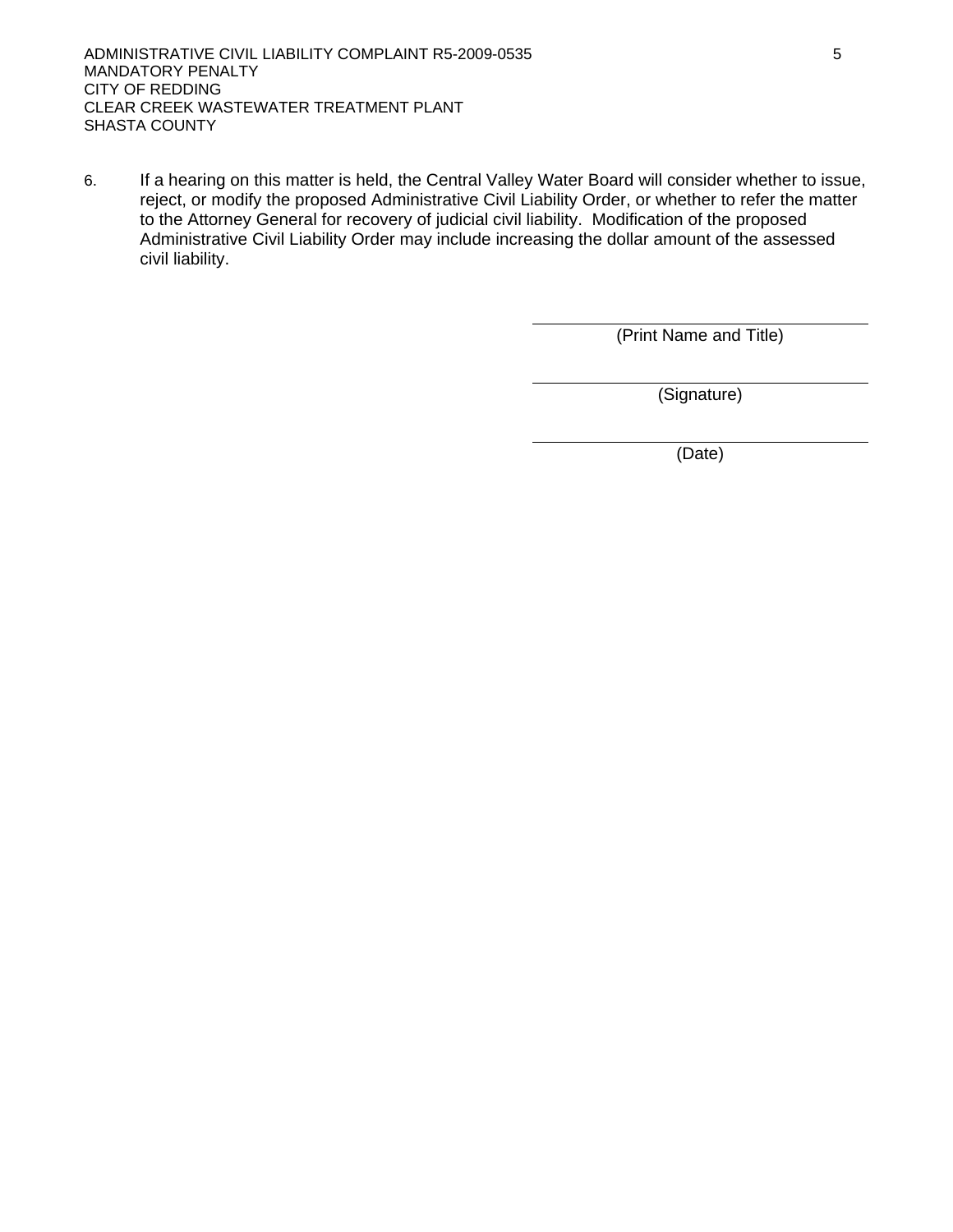6. If a hearing on this matter is held, the Central Valley Water Board will consider whether to issue, reject, or modify the proposed Administrative Civil Liability Order, or whether to refer the matter to the Attorney General for recovery of judicial civil liability. Modification of the proposed Administrative Civil Liability Order may include increasing the dollar amount of the assessed civil liability.

\_\_\_\_\_\_\_\_\_\_\_\_\_\_\_\_\_\_\_\_\_\_\_\_\_\_\_\_\_\_\_\_\_\_\_\_
(Print Name and Title)

\_\_\_\_\_\_\_\_\_\_\_\_\_\_\_\_\_\_\_\_\_\_\_\_\_\_\_\_\_\_\_\_\_\_\_\_
(Signature)

\_\_\_\_\_\_\_\_\_\_\_\_\_\_\_\_\_\_\_\_\_\_\_\_\_\_\_\_\_\_\_\_\_\_\_\_
(Date)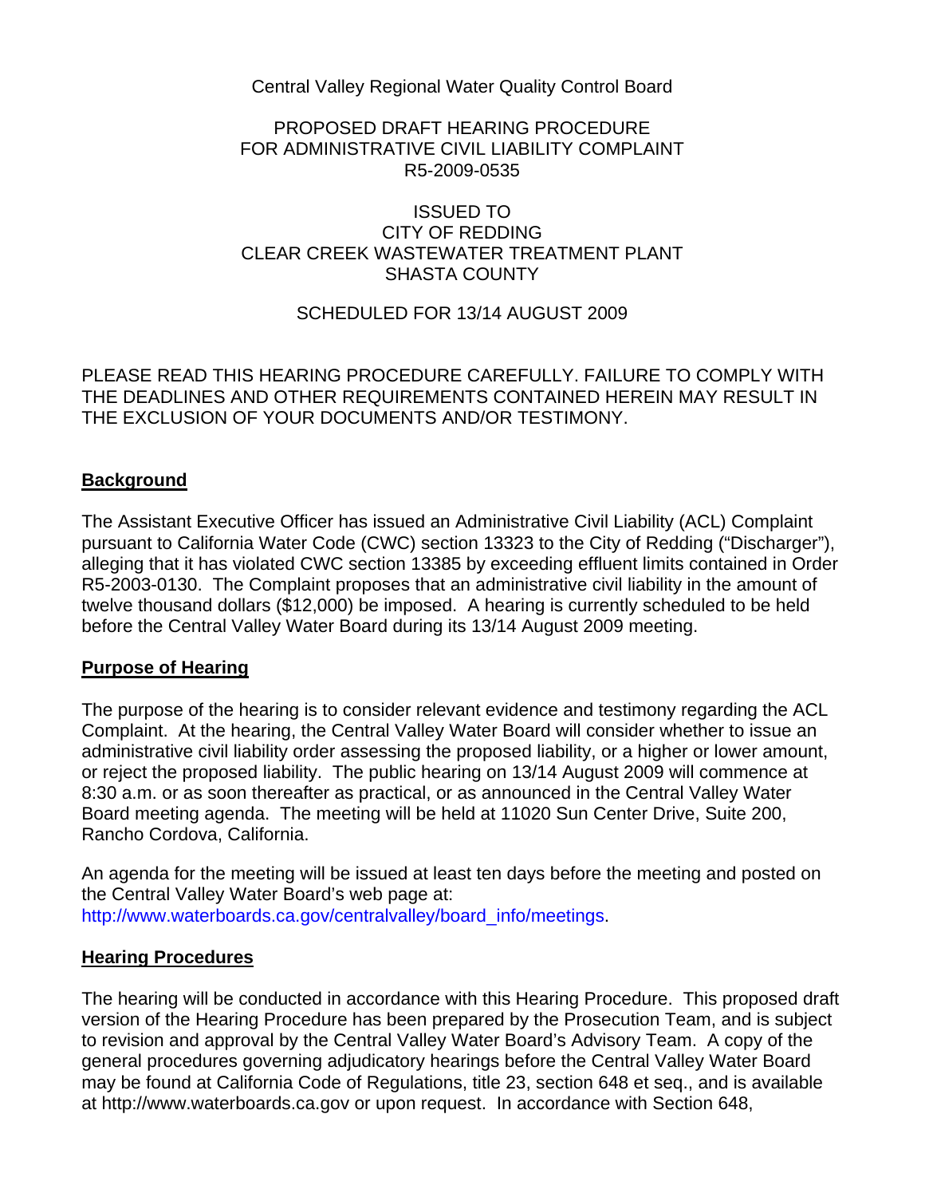Central Valley Regional Water Quality Control Board

PROPOSED DRAFT HEARING PROCEDURE
FOR ADMINISTRATIVE CIVIL LIABILITY COMPLAINT
R5-2009-0535

ISSUED TO
CITY OF REDDING
CLEAR CREEK WASTEWATER TREATMENT PLANT
SHASTA COUNTY

SCHEDULED FOR 13/14 AUGUST 2009

PLEASE READ THIS HEARING PROCEDURE CAREFULLY. FAILURE TO COMPLY WITH THE DEADLINES AND OTHER REQUIREMENTS CONTAINED HEREIN MAY RESULT IN THE EXCLUSION OF YOUR DOCUMENTS AND/OR TESTIMONY.

## Background

The Assistant Executive Officer has issued an Administrative Civil Liability (ACL) Complaint pursuant to California Water Code (CWC) section 13323 to the City of Redding ("Discharger"), alleging that it has violated CWC section 13385 by exceeding effluent limits contained in Order R5-2003-0130. The Complaint proposes that an administrative civil liability in the amount of twelve thousand dollars ($12,000) be imposed. A hearing is currently scheduled to be held before the Central Valley Water Board during its 13/14 August 2009 meeting.

## Purpose of Hearing

The purpose of the hearing is to consider relevant evidence and testimony regarding the ACL Complaint. At the hearing, the Central Valley Water Board will consider whether to issue an administrative civil liability order assessing the proposed liability, or a higher or lower amount, or reject the proposed liability. The public hearing on 13/14 August 2009 will commence at 8:30 a.m. or as soon thereafter as practical, or as announced in the Central Valley Water Board meeting agenda. The meeting will be held at 11020 Sun Center Drive, Suite 200, Rancho Cordova, California.

An agenda for the meeting will be issued at least ten days before the meeting and posted on the Central Valley Water Board's web page at:
http://www.waterboards.ca.gov/centralvalley/board_info/meetings.

## Hearing Procedures

The hearing will be conducted in accordance with this Hearing Procedure. This proposed draft version of the Hearing Procedure has been prepared by the Prosecution Team, and is subject to revision and approval by the Central Valley Water Board's Advisory Team. A copy of the general procedures governing adjudicatory hearings before the Central Valley Water Board may be found at California Code of Regulations, title 23, section 648 et seq., and is available at http://www.waterboards.ca.gov or upon request. In accordance with Section 648,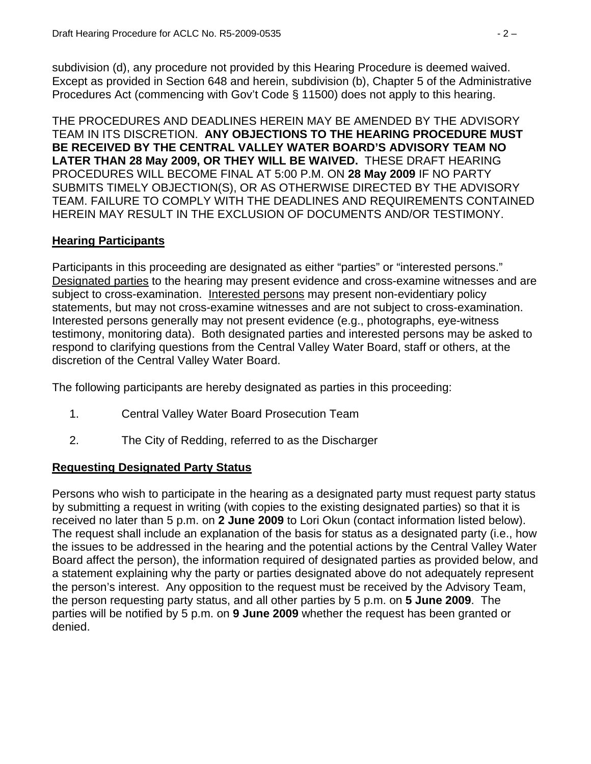subdivision (d), any procedure not provided by this Hearing Procedure is deemed waived. Except as provided in Section 648 and herein, subdivision (b), Chapter 5 of the Administrative Procedures Act (commencing with Gov't Code § 11500) does not apply to this hearing.

THE PROCEDURES AND DEADLINES HEREIN MAY BE AMENDED BY THE ADVISORY TEAM IN ITS DISCRETION. **ANY OBJECTIONS TO THE HEARING PROCEDURE MUST BE RECEIVED BY THE CENTRAL VALLEY WATER BOARD'S ADVISORY TEAM NO LATER THAN 28 May 2009, OR THEY WILL BE WAIVED.** THESE DRAFT HEARING PROCEDURES WILL BECOME FINAL AT 5:00 P.M. ON **28 May 2009** IF NO PARTY SUBMITS TIMELY OBJECTION(S), OR AS OTHERWISE DIRECTED BY THE ADVISORY TEAM. FAILURE TO COMPLY WITH THE DEADLINES AND REQUIREMENTS CONTAINED HEREIN MAY RESULT IN THE EXCLUSION OF DOCUMENTS AND/OR TESTIMONY.

## Hearing Participants

Participants in this proceeding are designated as either "parties" or "interested persons." Designated parties to the hearing may present evidence and cross-examine witnesses and are subject to cross-examination. Interested persons may present non-evidentiary policy statements, but may not cross-examine witnesses and are not subject to cross-examination. Interested persons generally may not present evidence (e.g., photographs, eye-witness testimony, monitoring data). Both designated parties and interested persons may be asked to respond to clarifying questions from the Central Valley Water Board, staff or others, at the discretion of the Central Valley Water Board.

The following participants are hereby designated as parties in this proceeding:

1. Central Valley Water Board Prosecution Team
2. The City of Redding, referred to as the Discharger

## Requesting Designated Party Status

Persons who wish to participate in the hearing as a designated party must request party status by submitting a request in writing (with copies to the existing designated parties) so that it is received no later than 5 p.m. on **2 June 2009** to Lori Okun (contact information listed below). The request shall include an explanation of the basis for status as a designated party (i.e., how the issues to be addressed in the hearing and the potential actions by the Central Valley Water Board affect the person), the information required of designated parties as provided below, and a statement explaining why the party or parties designated above do not adequately represent the person's interest. Any opposition to the request must be received by the Advisory Team, the person requesting party status, and all other parties by 5 p.m. on **5 June 2009**. The parties will be notified by 5 p.m. on **9 June 2009** whether the request has been granted or denied.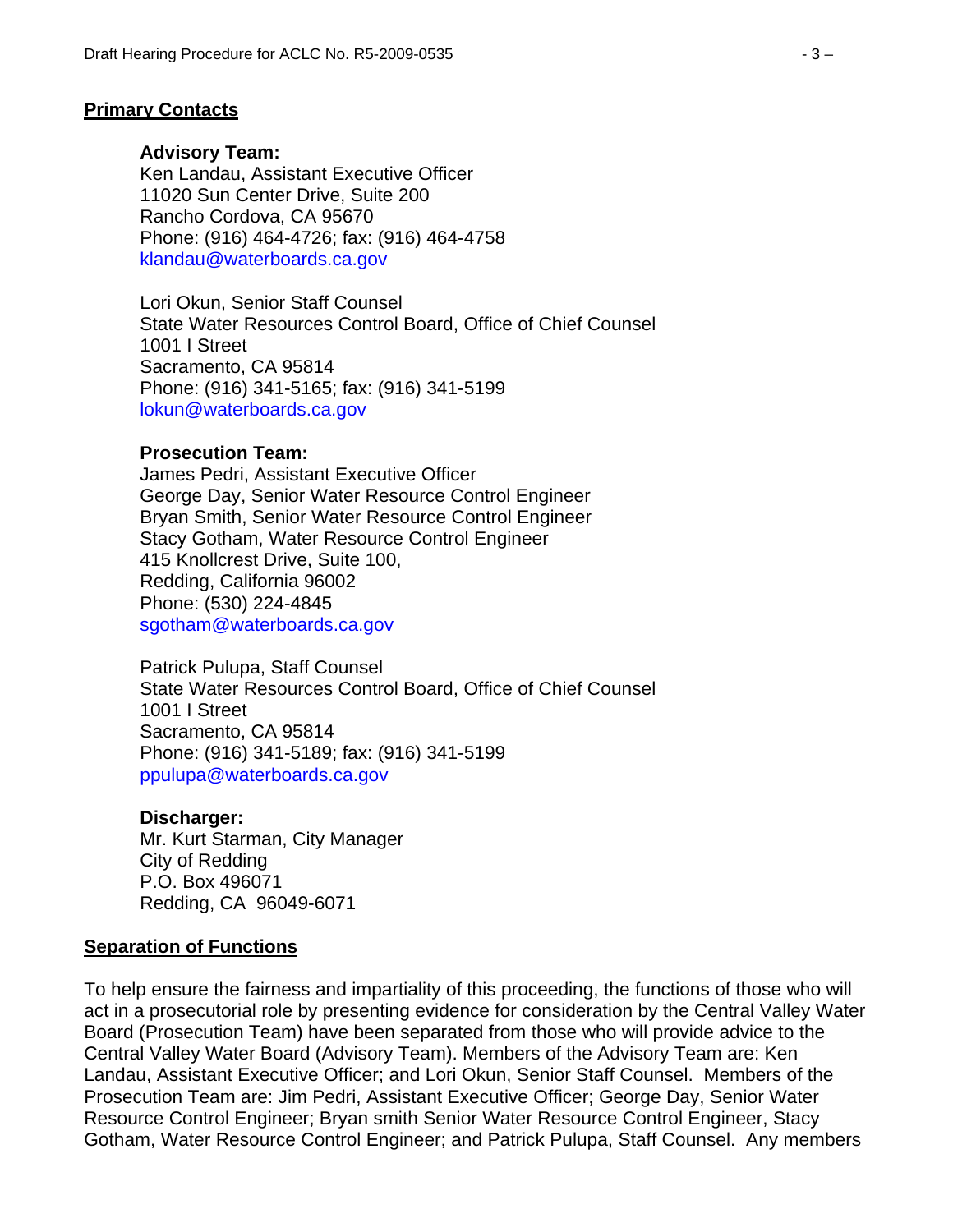## Primary Contacts

**Advisory Team:**
Ken Landau, Assistant Executive Officer
11020 Sun Center Drive, Suite 200
Rancho Cordova, CA 95670
Phone: (916) 464-4726; fax: (916) 464-4758
klandau@waterboards.ca.gov

Lori Okun, Senior Staff Counsel
State Water Resources Control Board, Office of Chief Counsel
1001 I Street
Sacramento, CA 95814
Phone: (916) 341-5165; fax: (916) 341-5199
lokun@waterboards.ca.gov

**Prosecution Team:**
James Pedri, Assistant Executive Officer
George Day, Senior Water Resource Control Engineer
Bryan Smith, Senior Water Resource Control Engineer
Stacy Gotham, Water Resource Control Engineer
415 Knollcrest Drive, Suite 100,
Redding, California 96002
Phone: (530) 224-4845
sgotham@waterboards.ca.gov

Patrick Pulupa, Staff Counsel
State Water Resources Control Board, Office of Chief Counsel
1001 I Street
Sacramento, CA 95814
Phone: (916) 341-5189; fax: (916) 341-5199
ppulupa@waterboards.ca.gov

**Discharger:**
Mr. Kurt Starman, City Manager
City of Redding
P.O. Box 496071
Redding, CA 96049-6071

## Separation of Functions

To help ensure the fairness and impartiality of this proceeding, the functions of those who will act in a prosecutorial role by presenting evidence for consideration by the Central Valley Water Board (Prosecution Team) have been separated from those who will provide advice to the Central Valley Water Board (Advisory Team). Members of the Advisory Team are: Ken Landau, Assistant Executive Officer; and Lori Okun, Senior Staff Counsel. Members of the Prosecution Team are: Jim Pedri, Assistant Executive Officer; George Day, Senior Water Resource Control Engineer; Bryan smith Senior Water Resource Control Engineer, Stacy Gotham, Water Resource Control Engineer; and Patrick Pulupa, Staff Counsel. Any members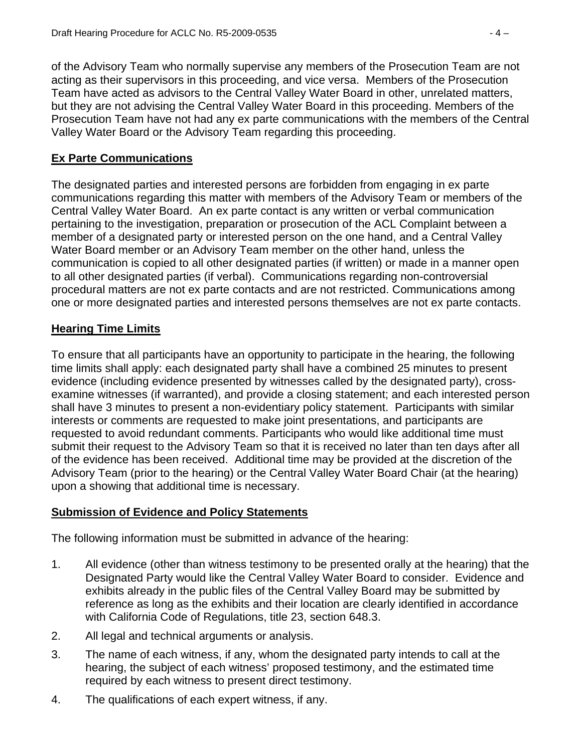of the Advisory Team who normally supervise any members of the Prosecution Team are not acting as their supervisors in this proceeding, and vice versa. Members of the Prosecution Team have acted as advisors to the Central Valley Water Board in other, unrelated matters, but they are not advising the Central Valley Water Board in this proceeding. Members of the Prosecution Team have not had any ex parte communications with the members of the Central Valley Water Board or the Advisory Team regarding this proceeding.

## Ex Parte Communications

The designated parties and interested persons are forbidden from engaging in ex parte communications regarding this matter with members of the Advisory Team or members of the Central Valley Water Board. An ex parte contact is any written or verbal communication pertaining to the investigation, preparation or prosecution of the ACL Complaint between a member of a designated party or interested person on the one hand, and a Central Valley Water Board member or an Advisory Team member on the other hand, unless the communication is copied to all other designated parties (if written) or made in a manner open to all other designated parties (if verbal). Communications regarding non-controversial procedural matters are not ex parte contacts and are not restricted. Communications among one or more designated parties and interested persons themselves are not ex parte contacts.

## Hearing Time Limits

To ensure that all participants have an opportunity to participate in the hearing, the following time limits shall apply: each designated party shall have a combined 25 minutes to present evidence (including evidence presented by witnesses called by the designated party), cross-examine witnesses (if warranted), and provide a closing statement; and each interested person shall have 3 minutes to present a non-evidentiary policy statement. Participants with similar interests or comments are requested to make joint presentations, and participants are requested to avoid redundant comments. Participants who would like additional time must submit their request to the Advisory Team so that it is received no later than ten days after all of the evidence has been received. Additional time may be provided at the discretion of the Advisory Team (prior to the hearing) or the Central Valley Water Board Chair (at the hearing) upon a showing that additional time is necessary.

## Submission of Evidence and Policy Statements

The following information must be submitted in advance of the hearing:

1. All evidence (other than witness testimony to be presented orally at the hearing) that the Designated Party would like the Central Valley Water Board to consider. Evidence and exhibits already in the public files of the Central Valley Board may be submitted by reference as long as the exhibits and their location are clearly identified in accordance with California Code of Regulations, title 23, section 648.3.
2. All legal and technical arguments or analysis.
3. The name of each witness, if any, whom the designated party intends to call at the hearing, the subject of each witness' proposed testimony, and the estimated time required by each witness to present direct testimony.
4. The qualifications of each expert witness, if any.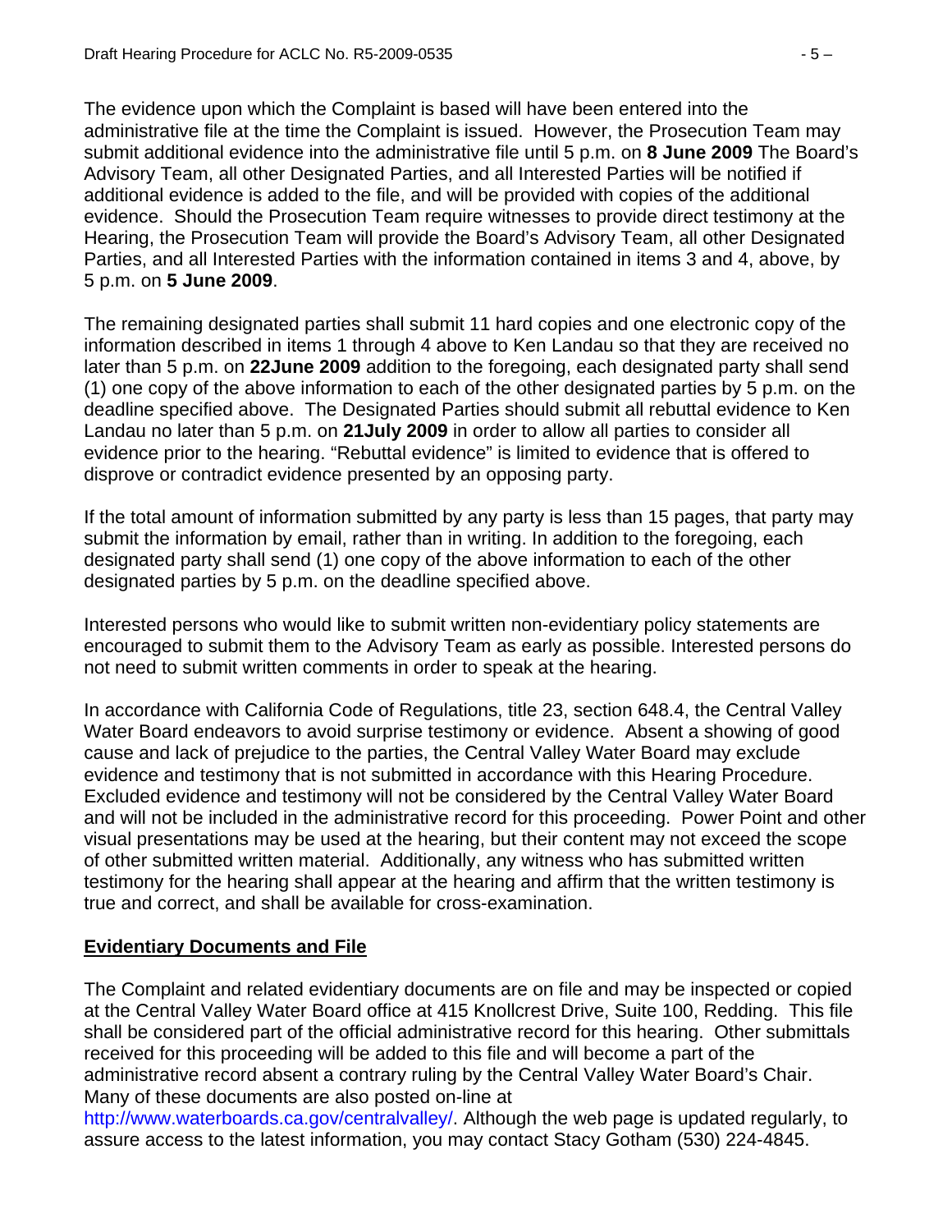The evidence upon which the Complaint is based will have been entered into the administrative file at the time the Complaint is issued. However, the Prosecution Team may submit additional evidence into the administrative file until 5 p.m. on **8 June 2009** The Board's Advisory Team, all other Designated Parties, and all Interested Parties will be notified if additional evidence is added to the file, and will be provided with copies of the additional evidence. Should the Prosecution Team require witnesses to provide direct testimony at the Hearing, the Prosecution Team will provide the Board's Advisory Team, all other Designated Parties, and all Interested Parties with the information contained in items 3 and 4, above, by 5 p.m. on **5 June 2009**.

The remaining designated parties shall submit 11 hard copies and one electronic copy of the information described in items 1 through 4 above to Ken Landau so that they are received no later than 5 p.m. on **22June 2009** addition to the foregoing, each designated party shall send (1) one copy of the above information to each of the other designated parties by 5 p.m. on the deadline specified above. The Designated Parties should submit all rebuttal evidence to Ken Landau no later than 5 p.m. on **21July 2009** in order to allow all parties to consider all evidence prior to the hearing. "Rebuttal evidence" is limited to evidence that is offered to disprove or contradict evidence presented by an opposing party.

If the total amount of information submitted by any party is less than 15 pages, that party may submit the information by email, rather than in writing. In addition to the foregoing, each designated party shall send (1) one copy of the above information to each of the other designated parties by 5 p.m. on the deadline specified above.

Interested persons who would like to submit written non-evidentiary policy statements are encouraged to submit them to the Advisory Team as early as possible. Interested persons do not need to submit written comments in order to speak at the hearing.

In accordance with California Code of Regulations, title 23, section 648.4, the Central Valley Water Board endeavors to avoid surprise testimony or evidence. Absent a showing of good cause and lack of prejudice to the parties, the Central Valley Water Board may exclude evidence and testimony that is not submitted in accordance with this Hearing Procedure. Excluded evidence and testimony will not be considered by the Central Valley Water Board and will not be included in the administrative record for this proceeding. Power Point and other visual presentations may be used at the hearing, but their content may not exceed the scope of other submitted written material. Additionally, any witness who has submitted written testimony for the hearing shall appear at the hearing and affirm that the written testimony is true and correct, and shall be available for cross-examination.

## Evidentiary Documents and File

The Complaint and related evidentiary documents are on file and may be inspected or copied at the Central Valley Water Board office at 415 Knollcrest Drive, Suite 100, Redding. This file shall be considered part of the official administrative record for this hearing. Other submittals received for this proceeding will be added to this file and will become a part of the administrative record absent a contrary ruling by the Central Valley Water Board's Chair. Many of these documents are also posted on-line at http://www.waterboards.ca.gov/centralvalley/. Although the web page is updated regularly, to assure access to the latest information, you may contact Stacy Gotham (530) 224-4845.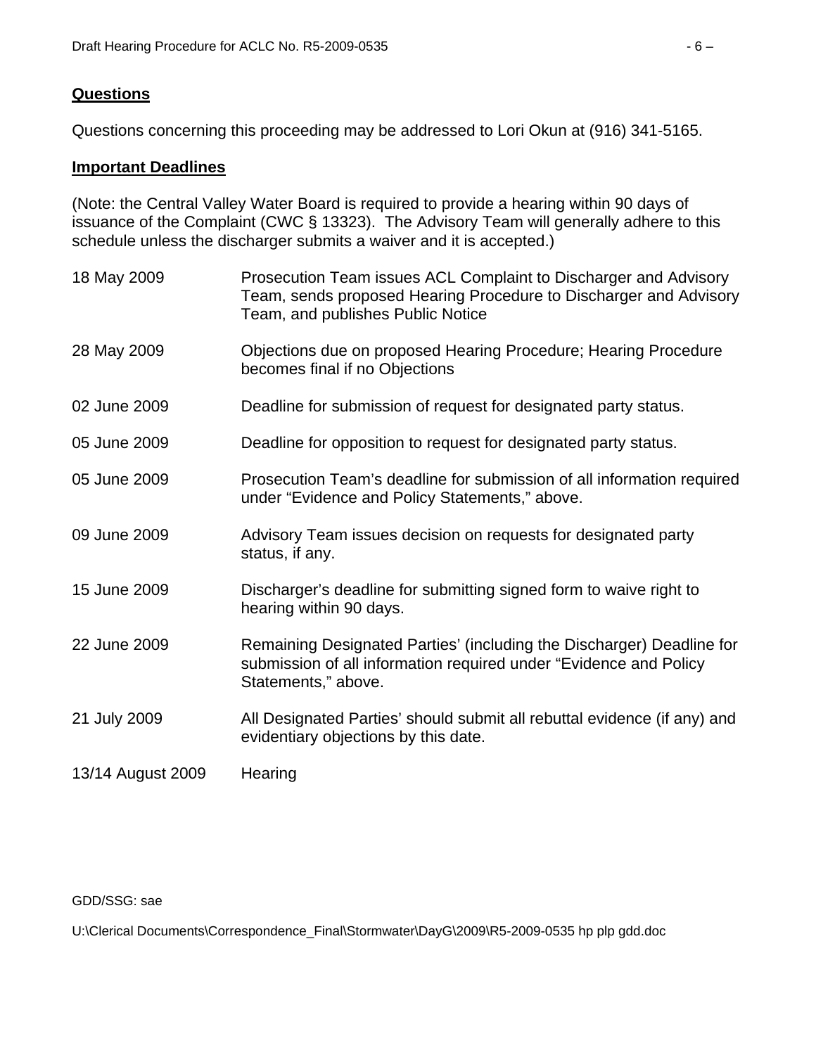## Questions

Questions concerning this proceeding may be addressed to Lori Okun at (916) 341-5165.

## Important Deadlines

(Note: the Central Valley Water Board is required to provide a hearing within 90 days of issuance of the Complaint (CWC § 13323). The Advisory Team will generally adhere to this schedule unless the discharger submits a waiver and it is accepted.)

| | |
|---|---|
| 18 May 2009 | Prosecution Team issues ACL Complaint to Discharger and Advisory Team, sends proposed Hearing Procedure to Discharger and Advisory Team, and publishes Public Notice |
| 28 May 2009 | Objections due on proposed Hearing Procedure; Hearing Procedure becomes final if no Objections |
| 02 June 2009 | Deadline for submission of request for designated party status. |
| 05 June 2009 | Deadline for opposition to request for designated party status. |
| 05 June 2009 | Prosecution Team's deadline for submission of all information required under "Evidence and Policy Statements," above. |
| 09 June 2009 | Advisory Team issues decision on requests for designated party status, if any. |
| 15 June 2009 | Discharger's deadline for submitting signed form to waive right to hearing within 90 days. |
| 22 June 2009 | Remaining Designated Parties' (including the Discharger) Deadline for submission of all information required under "Evidence and Policy Statements," above. |
| 21 July 2009 | All Designated Parties' should submit all rebuttal evidence (if any) and evidentiary objections by this date. |
| 13/14 August 2009 | Hearing |

GDD/SSG: sae

U:\Clerical Documents\Correspondence_Final\Stormwater\DayG\2009\R5-2009-0535 hp plp gdd.doc